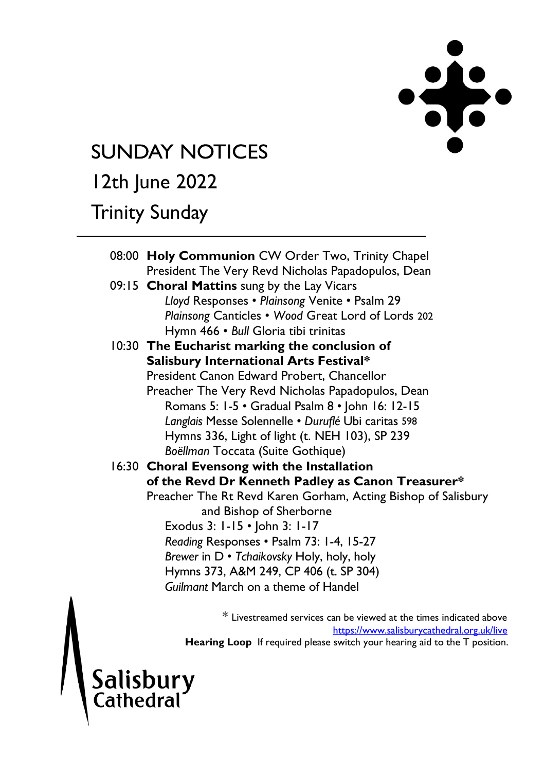# SUNDAY NOTICES

## 12th June 2022

## Trinity Sunday

---

08:00 **Holy Communion** CW Order Two, Trinity Chapel
President The Very Revd Nicholas Papadopulos, Dean

09:15 **Choral Mattins** sung by the Lay Vicars
*Lloyd* Responses • *Plainsong* Venite • Psalm 29
*Plainsong* Canticles • *Wood* Great Lord of Lords 202
Hymn 466 • *Bull* Gloria tibi trinitas

10:30 **The Eucharist marking the conclusion of Salisbury International Arts Festival***
President Canon Edward Probert, Chancellor
Preacher The Very Revd Nicholas Papadopulos, Dean
Romans 5: 1-5 • Gradual Psalm 8 • John 16: 12-15
*Langlais* Messe Solennelle • *Duruflé* Ubi caritas 598
Hymns 336, Light of light (t. NEH 103), SP 239
*Boëllman* Toccata (Suite Gothique)

16:30 **Choral Evensong with the Installation of the Revd Dr Kenneth Padley as Canon Treasurer***
Preacher The Rt Revd Karen Gorham, Acting Bishop of Salisbury and Bishop of Sherborne
Exodus 3: 1-15 • John 3: 1-17
*Reading* Responses • Psalm 73: 1-4, 15-27
*Brewer* in D • *Tchaikovsky* Holy, holy, holy
Hymns 373, A&M 249, CP 406 (t. SP 304)
*Guilmant* March on a theme of Handel

* Livestreamed services can be viewed at the times indicated above
https://www.salisburycathedral.org.uk/live

**Hearing Loop** If required please switch your hearing aid to the T position.

Salisbury Cathedral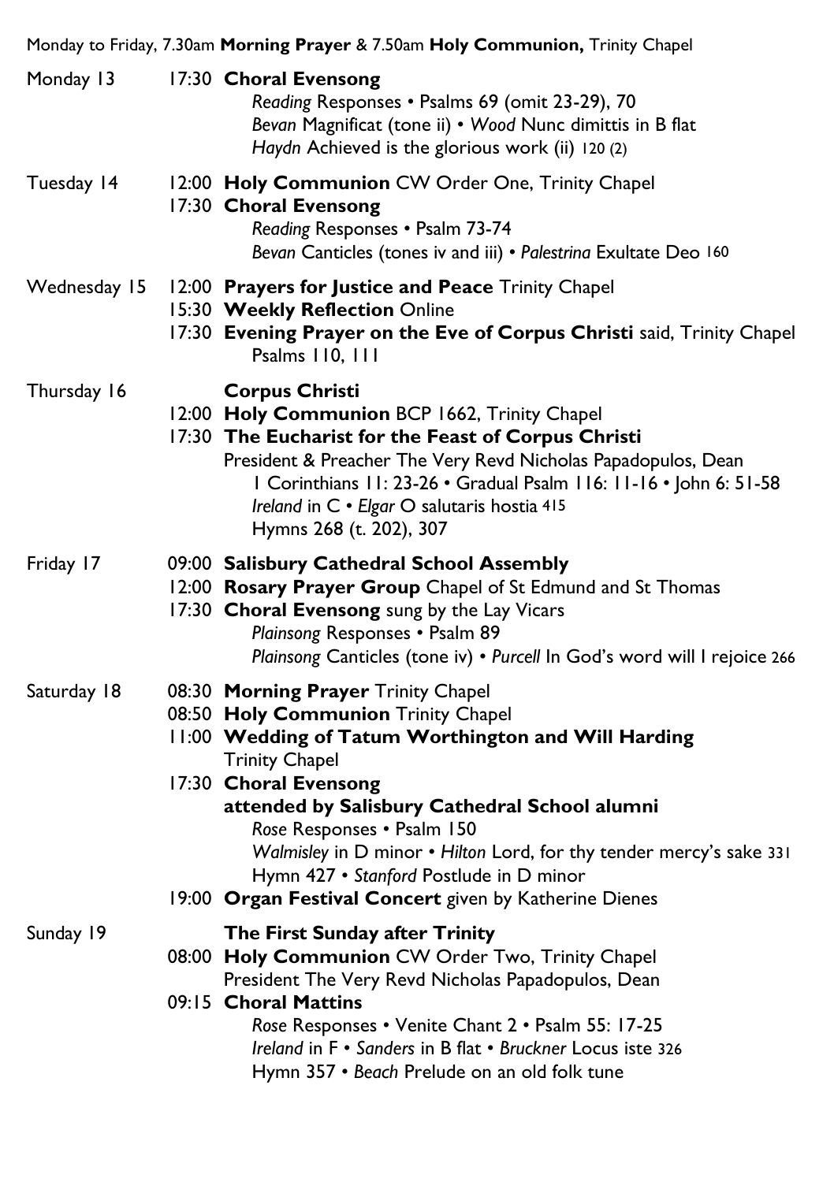Monday to Friday, 7.30am **Morning Prayer** & 7.50am **Holy Communion,** Trinity Chapel

Monday 13

17:30 **Choral Evensong**
*Reading* Responses • Psalms 69 (omit 23-29), 70
*Bevan* Magnificat (tone ii) • *Wood* Nunc dimittis in B flat
*Haydn* Achieved is the glorious work (ii) 120 (2)

Tuesday 14

12:00 **Holy Communion** CW Order One, Trinity Chapel
17:30 **Choral Evensong**
*Reading* Responses • Psalm 73-74
*Bevan* Canticles (tones iv and iii) • *Palestrina* Exultate Deo 160

Wednesday 15

12:00 **Prayers for Justice and Peace** Trinity Chapel
15:30 **Weekly Reflection** Online
17:30 **Evening Prayer on the Eve of Corpus Christi** said, Trinity Chapel
Psalms 110, 111

Thursday 16

**Corpus Christi**
12:00 **Holy Communion** BCP 1662, Trinity Chapel
17:30 **The Eucharist for the Feast of Corpus Christi**
President & Preacher The Very Revd Nicholas Papadopulos, Dean
1 Corinthians 11: 23-26 • Gradual Psalm 116: 11-16 • John 6: 51-58
*Ireland* in C • *Elgar* O salutaris hostia 415
Hymns 268 (t. 202), 307

Friday 17

09:00 **Salisbury Cathedral School Assembly**
12:00 **Rosary Prayer Group** Chapel of St Edmund and St Thomas
17:30 **Choral Evensong** sung by the Lay Vicars
*Plainsong* Responses • Psalm 89
*Plainsong* Canticles (tone iv) • *Purcell* In God's word will I rejoice 266

Saturday 18

08:30 **Morning Prayer** Trinity Chapel
08:50 **Holy Communion** Trinity Chapel
11:00 **Wedding of Tatum Worthington and Will Harding**
Trinity Chapel
17:30 **Choral Evensong**
**attended by Salisbury Cathedral School alumni**
*Rose* Responses • Psalm 150
*Walmisley* in D minor • *Hilton* Lord, for thy tender mercy's sake 331
Hymn 427 • *Stanford* Postlude in D minor
19:00 **Organ Festival Concert** given by Katherine Dienes

Sunday 19

**The First Sunday after Trinity**
08:00 **Holy Communion** CW Order Two, Trinity Chapel
President The Very Revd Nicholas Papadopulos, Dean
09:15 **Choral Mattins**
*Rose* Responses • Venite Chant 2 • Psalm 55: 17-25
*Ireland* in F • *Sanders* in B flat • *Bruckner* Locus iste 326
Hymn 357 • *Beach* Prelude on an old folk tune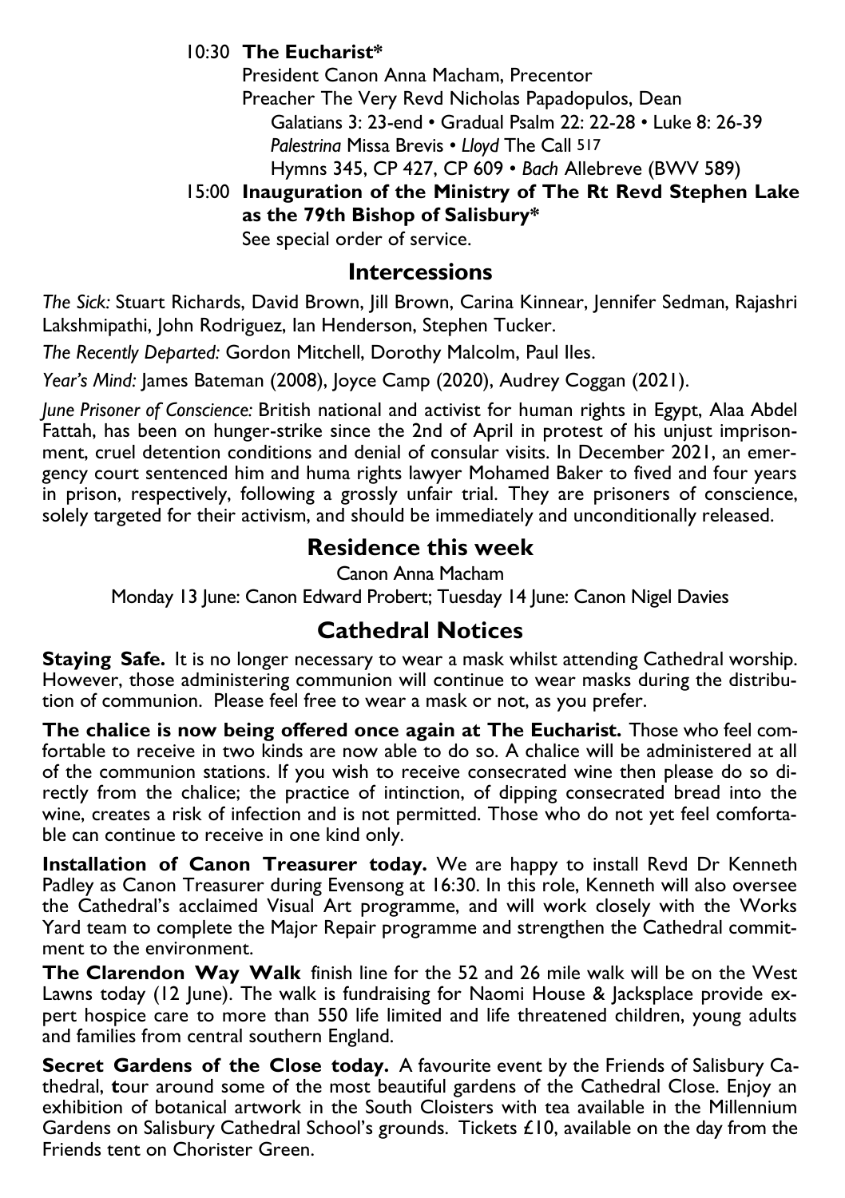10:30 **The Eucharist***
President Canon Anna Macham, Precentor
Preacher The Very Revd Nicholas Papadopulos, Dean
Galatians 3: 23-end • Gradual Psalm 22: 22-28 • Luke 8: 26-39
*Palestrina* Missa Brevis • *Lloyd* The Call 517
Hymns 345, CP 427, CP 609 • *Bach* Allebreve (BWV 589)

15:00 **Inauguration of the Ministry of The Rt Revd Stephen Lake as the 79th Bishop of Salisbury***
See special order of service.

## Intercessions

*The Sick:* Stuart Richards, David Brown, Jill Brown, Carina Kinnear, Jennifer Sedman, Rajashri Lakshmipathi, John Rodriguez, Ian Henderson, Stephen Tucker.

*The Recently Departed:* Gordon Mitchell, Dorothy Malcolm, Paul Iles.

*Year's Mind:* James Bateman (2008), Joyce Camp (2020), Audrey Coggan (2021).

*June Prisoner of Conscience:* British national and activist for human rights in Egypt, Alaa Abdel Fattah, has been on hunger-strike since the 2nd of April in protest of his unjust imprisonment, cruel detention conditions and denial of consular visits. In December 2021, an emergency court sentenced him and huma rights lawyer Mohamed Baker to fived and four years in prison, respectively, following a grossly unfair trial. They are prisoners of conscience, solely targeted for their activism, and should be immediately and unconditionally released.

## Residence this week

Canon Anna Macham

Monday 13 June: Canon Edward Probert; Tuesday 14 June: Canon Nigel Davies

## Cathedral Notices

**Staying Safe.** It is no longer necessary to wear a mask whilst attending Cathedral worship. However, those administering communion will continue to wear masks during the distribution of communion. Please feel free to wear a mask or not, as you prefer.

**The chalice is now being offered once again at The Eucharist.** Those who feel comfortable to receive in two kinds are now able to do so. A chalice will be administered at all of the communion stations. If you wish to receive consecrated wine then please do so directly from the chalice; the practice of intinction, of dipping consecrated bread into the wine, creates a risk of infection and is not permitted. Those who do not yet feel comfortable can continue to receive in one kind only.

**Installation of Canon Treasurer today.** We are happy to install Revd Dr Kenneth Padley as Canon Treasurer during Evensong at 16:30. In this role, Kenneth will also oversee the Cathedral's acclaimed Visual Art programme, and will work closely with the Works Yard team to complete the Major Repair programme and strengthen the Cathedral commitment to the environment.

**The Clarendon Way Walk** finish line for the 52 and 26 mile walk will be on the West Lawns today (12 June). The walk is fundraising for Naomi House & Jacksplace provide expert hospice care to more than 550 life limited and life threatened children, young adults and families from central southern England.

**Secret Gardens of the Close today.** A favourite event by the Friends of Salisbury Cathedral, **t**our around some of the most beautiful gardens of the Cathedral Close. Enjoy an exhibition of botanical artwork in the South Cloisters with tea available in the Millennium Gardens on Salisbury Cathedral School's grounds. Tickets £10, available on the day from the Friends tent on Chorister Green.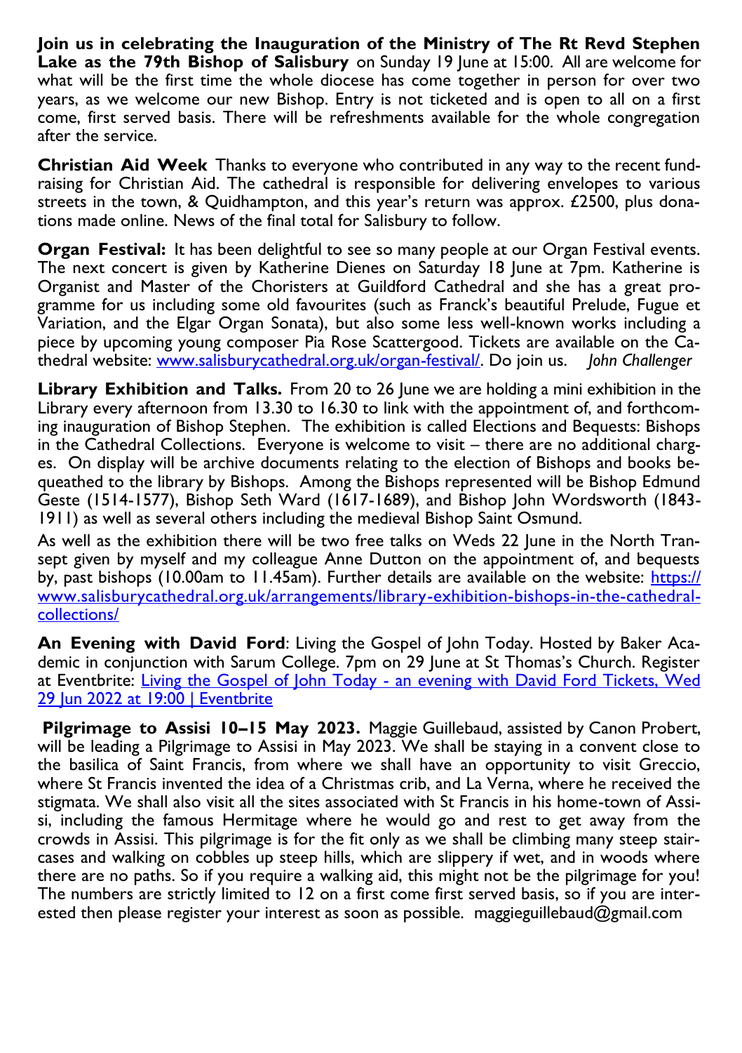**Join us in celebrating the Inauguration of the Ministry of The Rt Revd Stephen Lake as the 79th Bishop of Salisbury** on Sunday 19 June at 15:00. All are welcome for what will be the first time the whole diocese has come together in person for over two years, as we welcome our new Bishop. Entry is not ticketed and is open to all on a first come, first served basis. There will be refreshments available for the whole congregation after the service.

**Christian Aid Week** Thanks to everyone who contributed in any way to the recent fundraising for Christian Aid. The cathedral is responsible for delivering envelopes to various streets in the town, & Quidhampton, and this year's return was approx. £2500, plus donations made online. News of the final total for Salisbury to follow.

**Organ Festival:** It has been delightful to see so many people at our Organ Festival events. The next concert is given by Katherine Dienes on Saturday 18 June at 7pm. Katherine is Organist and Master of the Choristers at Guildford Cathedral and she has a great programme for us including some old favourites (such as Franck's beautiful Prelude, Fugue et Variation, and the Elgar Organ Sonata), but also some less well-known works including a piece by upcoming young composer Pia Rose Scattergood. Tickets are available on the Cathedral website: [www.salisburycathedral.org.uk/organ-festival/](www.salisburycathedral.org.uk/organ-festival/). Do join us. *John Challenger*

**Library Exhibition and Talks.** From 20 to 26 June we are holding a mini exhibition in the Library every afternoon from 13.30 to 16.30 to link with the appointment of, and forthcoming inauguration of Bishop Stephen. The exhibition is called Elections and Bequests: Bishops in the Cathedral Collections. Everyone is welcome to visit – there are no additional charges. On display will be archive documents relating to the election of Bishops and books bequeathed to the library by Bishops. Among the Bishops represented will be Bishop Edmund Geste (1514-1577), Bishop Seth Ward (1617-1689), and Bishop John Wordsworth (1843-1911) as well as several others including the medieval Bishop Saint Osmund.

As well as the exhibition there will be two free talks on Weds 22 June in the North Transept given by myself and my colleague Anne Dutton on the appointment of, and bequests by, past bishops (10.00am to 11.45am). Further details are available on the website: [https://www.salisburycathedral.org.uk/arrangements/library-exhibition-bishops-in-the-cathedral-collections/](https://www.salisburycathedral.org.uk/arrangements/library-exhibition-bishops-in-the-cathedral-collections/)

**An Evening with David Ford**: Living the Gospel of John Today. Hosted by Baker Academic in conjunction with Sarum College. 7pm on 29 June at St Thomas's Church. Register at Eventbrite: Living the Gospel of John Today - an evening with David Ford Tickets, Wed 29 Jun 2022 at 19:00 | Eventbrite

**Pilgrimage to Assisi 10–15 May 2023.** Maggie Guillebaud, assisted by Canon Probert, will be leading a Pilgrimage to Assisi in May 2023. We shall be staying in a convent close to the basilica of Saint Francis, from where we shall have an opportunity to visit Greccio, where St Francis invented the idea of a Christmas crib, and La Verna, where he received the stigmata. We shall also visit all the sites associated with St Francis in his home-town of Assisi, including the famous Hermitage where he would go and rest to get away from the crowds in Assisi. This pilgrimage is for the fit only as we shall be climbing many steep staircases and walking on cobbles up steep hills, which are slippery if wet, and in woods where there are no paths. So if you require a walking aid, this might not be the pilgrimage for you! The numbers are strictly limited to 12 on a first come first served basis, so if you are interested then please register your interest as soon as possible. maggieguillebaud@gmail.com